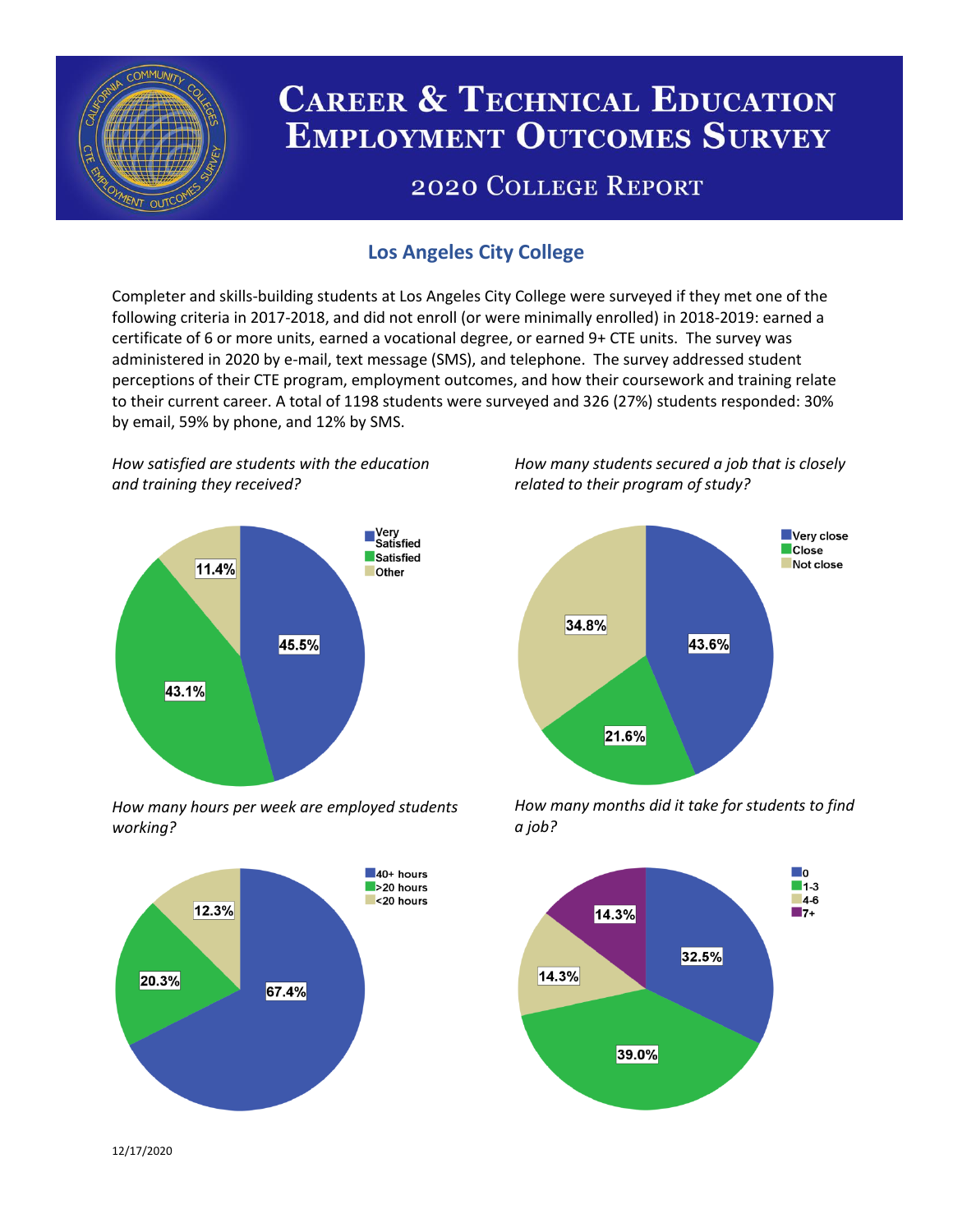# Career & Technical Education Employment Outcomes Survey

## 2020 College Report

### Los Angeles City College

Completer and skills-building students at Los Angeles City College were surveyed if they met one of the following criteria in 2017-2018, and did not enroll (or were minimally enrolled) in 2018-2019: earned a certificate of 6 or more units, earned a vocational degree, or earned 9+ CTE units. The survey was administered in 2020 by e-mail, text message (SMS), and telephone. The survey addressed student perceptions of their CTE program, employment outcomes, and how their coursework and training relate to their current career. A total of 1198 students were surveyed and 326 (27%) students responded: 30% by email, 59% by phone, and 12% by SMS.

*How satisfied are students with the education and training they received?*

| Response | Percent |
| --- | --- |
| Very Satisfied | 45.5% |
| Satisfied | 43.1% |
| Other | 11.4% |

*How many students secured a job that is closely related to their program of study?*

| Response | Percent |
| --- | --- |
| Very close | 43.6% |
| Close | 21.6% |
| Not close | 34.8% |

*How many hours per week are employed students working?*

| Response | Percent |
| --- | --- |
| 40+ hours | 67.4% |
| >20 hours | 20.3% |
| <20 hours | 12.3% |

*How many months did it take for students to find a job?*

| Response | Percent |
| --- | --- |
| 0 | 32.5% |
| 1-3 | 39.0% |
| 4-6 | 14.3% |
| 7+ | 14.3% |

12/17/2020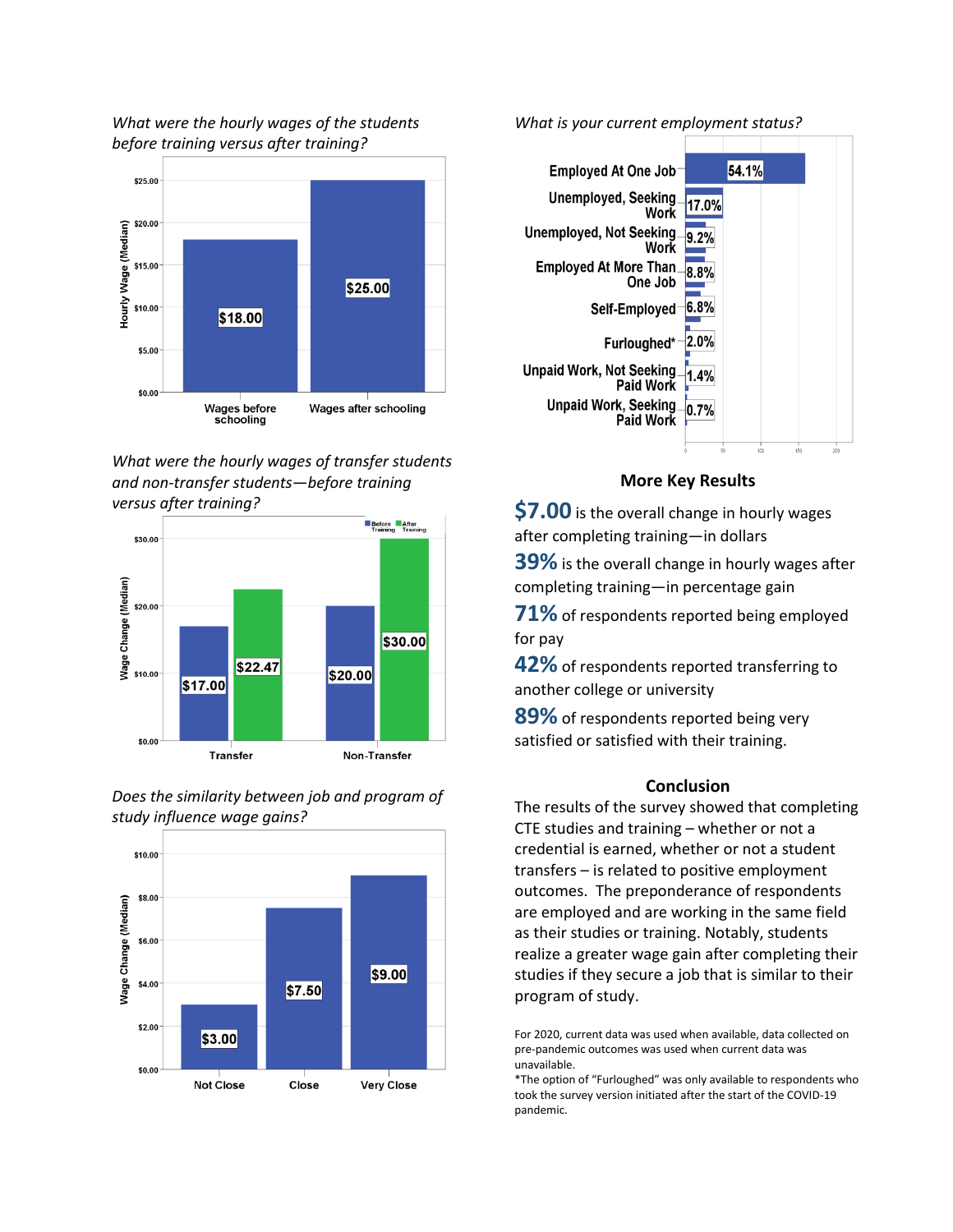*What were the hourly wages of the students before training versus after training?*

Hourly Wage (Median)

$25.00
$20.00
$15.00
$10.00
$5.00
$0.00

$18.00
$25.00

Wages before schooling
Wages after schooling

*What were the hourly wages of transfer students and non-transfer students—before training versus after training?*

Before Training
After Training

Wage Change (Median)

$30.00
$20.00
$10.00
$0.00

$17.00
$22.47
$20.00
$30.00

Transfer
Non-Transfer

*Does the similarity between job and program of study influence wage gains?*

Wage Change (Median)

$10.00
$8.00
$6.00
$4.00
$2.00
$0.00

$3.00
$7.50
$9.00

Not Close
Close
Very Close

*What is your current employment status?*

Employed At One Job 54.1%
Unemployed, Seeking Work 17.0%
Unemployed, Not Seeking Work 9.2%
Employed At More Than One Job 8.8%
Self-Employed 6.8%
Furloughed* 2.0%
Unpaid Work, Not Seeking Paid Work 1.4%
Unpaid Work, Seeking Paid Work 0.7%

0
50
100
150
200

## More Key Results

**$7.00** is the overall change in hourly wages after completing training—in dollars

**39%** is the overall change in hourly wages after completing training—in percentage gain

**71%** of respondents reported being employed for pay

**42%** of respondents reported transferring to another college or university

**89%** of respondents reported being very satisfied or satisfied with their training.

## Conclusion

The results of the survey showed that completing CTE studies and training – whether or not a credential is earned, whether or not a student transfers – is related to positive employment outcomes. The preponderance of respondents are employed and are working in the same field as their studies or training. Notably, students realize a greater wage gain after completing their studies if they secure a job that is similar to their program of study.

For 2020, current data was used when available, data collected on pre-pandemic outcomes was used when current data was unavailable.

*The option of "Furloughed" was only available to respondents who took the survey version initiated after the start of the COVID-19 pandemic.